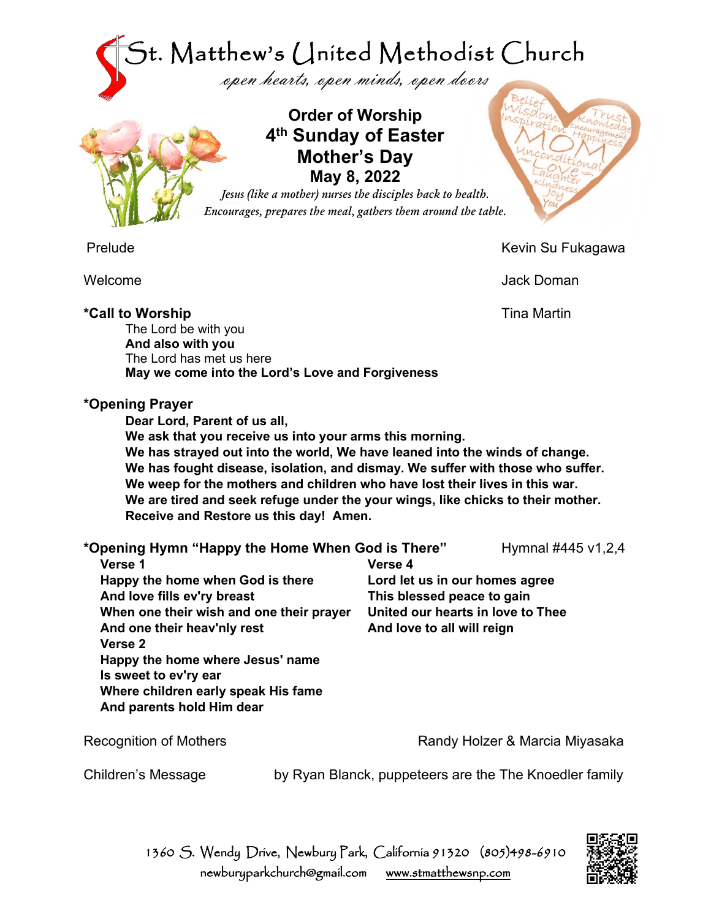# St. Matthew's United Methodist Church

*open hearts, open minds, open doors*

## Order of Worship
## 4th Sunday of Easter
## Mother's Day
## May 8, 2022

*Jesus (like a mother) nurses the disciples back to health. Encourages, prepares the meal, gathers them around the table.*

Prelude — Kevin Su Fukagawa

Welcome — Jack Doman

**\*Call to Worship** — Tina Martin

The Lord be with you
**And also with you**
The Lord has met us here
**May we come into the Lord's Love and Forgiveness**

**\*Opening Prayer**

**Dear Lord, Parent of us all,**
**We ask that you receive us into your arms this morning.**
**We has strayed out into the world, We have leaned into the winds of change.**
**We has fought disease, isolation, and dismay. We suffer with those who suffer.**
**We weep for the mothers and children who have lost their lives in this war.**
**We are tired and seek refuge under the your wings, like chicks to their mother.**
**Receive and Restore us this day! Amen.**

**\*Opening Hymn "Happy the Home When God is There"** — Hymnal #445 v1,2,4

**Verse 1**
**Happy the home when God is there**
**And love fills ev'ry breast**
**When one their wish and one their prayer**
**And one their heav'nly rest**

**Verse 2**
**Happy the home where Jesus' name**
**Is sweet to ev'ry ear**
**Where children early speak His fame**
**And parents hold Him dear**

**Verse 4**
**Lord let us in our homes agree**
**This blessed peace to gain**
**United our hearts in love to Thee**
**And love to all will reign**

Recognition of Mothers — Randy Holzer & Marcia Miyasaka

Children's Message — by Ryan Blanck, puppeteers are the The Knoedler family

1360 S. Wendy Drive, Newbury Park, California 91320 (805)498-6910
newburyparkchurch@gmail.com www.stmatthewsnp.com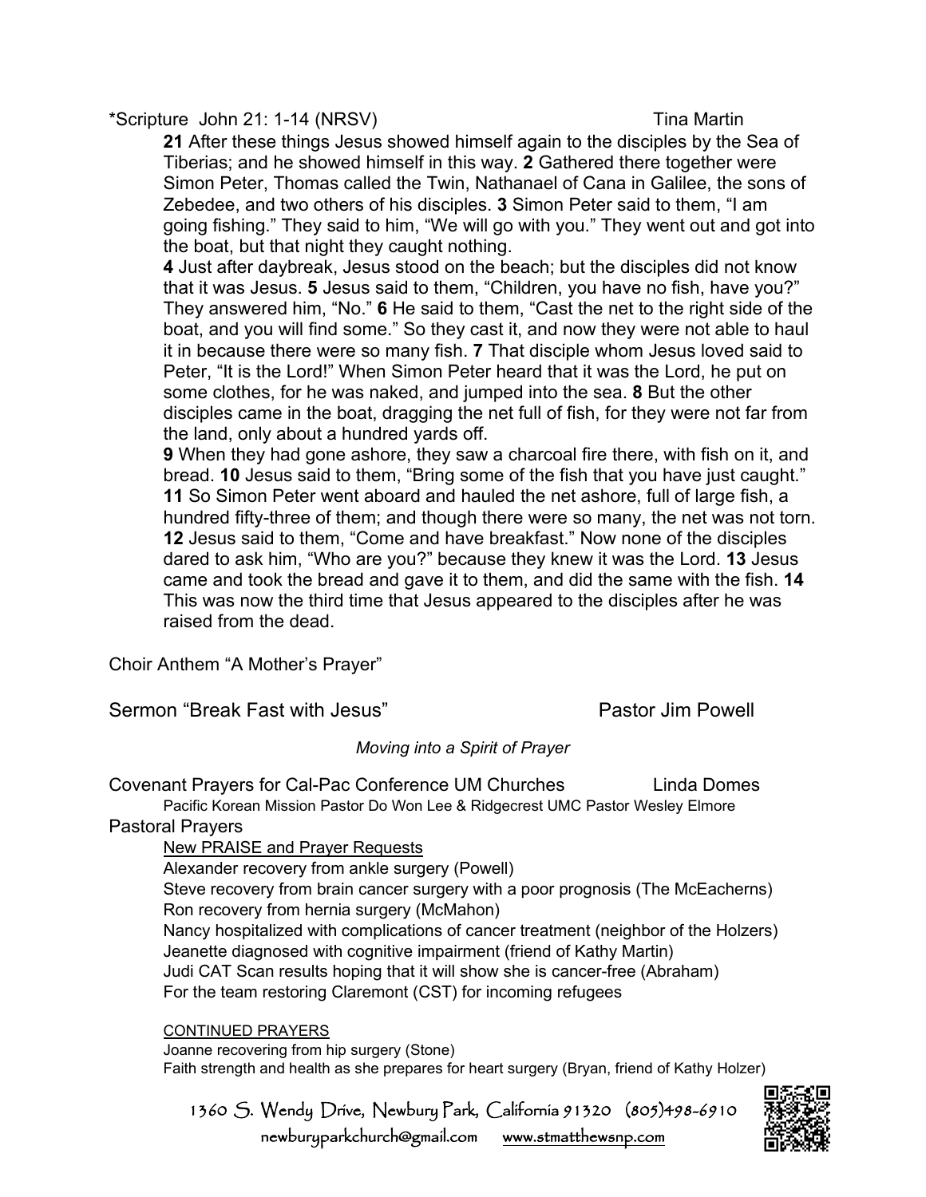*Scripture John 21: 1-14 (NRSV) Tina Martin

**21** After these things Jesus showed himself again to the disciples by the Sea of Tiberias; and he showed himself in this way. **2** Gathered there together were Simon Peter, Thomas called the Twin, Nathanael of Cana in Galilee, the sons of Zebedee, and two others of his disciples. **3** Simon Peter said to them, “I am going fishing.” They said to him, “We will go with you.” They went out and got into the boat, but that night they caught nothing.

**4** Just after daybreak, Jesus stood on the beach; but the disciples did not know that it was Jesus. **5** Jesus said to them, “Children, you have no fish, have you?” They answered him, “No.” **6** He said to them, “Cast the net to the right side of the boat, and you will find some.” So they cast it, and now they were not able to haul it in because there were so many fish. **7** That disciple whom Jesus loved said to Peter, “It is the Lord!” When Simon Peter heard that it was the Lord, he put on some clothes, for he was naked, and jumped into the sea. **8** But the other disciples came in the boat, dragging the net full of fish, for they were not far from the land, only about a hundred yards off.

**9** When they had gone ashore, they saw a charcoal fire there, with fish on it, and bread. **10** Jesus said to them, “Bring some of the fish that you have just caught.” **11** So Simon Peter went aboard and hauled the net ashore, full of large fish, a hundred fifty-three of them; and though there were so many, the net was not torn. **12** Jesus said to them, “Come and have breakfast.” Now none of the disciples dared to ask him, “Who are you?” because they knew it was the Lord. **13** Jesus came and took the bread and gave it to them, and did the same with the fish. **14** This was now the third time that Jesus appeared to the disciples after he was raised from the dead.

Choir Anthem “A Mother’s Prayer”

Sermon “Break Fast with Jesus” Pastor Jim Powell

*Moving into a Spirit of Prayer*

Covenant Prayers for Cal-Pac Conference UM Churches Linda Domes

Pacific Korean Mission Pastor Do Won Lee & Ridgecrest UMC Pastor Wesley Elmore

Pastoral Prayers

New PRAISE and Prayer Requests

Alexander recovery from ankle surgery (Powell)
Steve recovery from brain cancer surgery with a poor prognosis (The McEacherns)
Ron recovery from hernia surgery (McMahon)
Nancy hospitalized with complications of cancer treatment (neighbor of the Holzers)
Jeanette diagnosed with cognitive impairment (friend of Kathy Martin)
Judi CAT Scan results hoping that it will show she is cancer-free (Abraham)
For the team restoring Claremont (CST) for incoming refugees

CONTINUED PRAYERS

Joanne recovering from hip surgery (Stone)
Faith strength and health as she prepares for heart surgery (Bryan, friend of Kathy Holzer)

1360 S. Wendy Drive, Newbury Park, California 91320 (805)498-6910
newburyparkchurch@gmail.com www.stmatthewsnp.com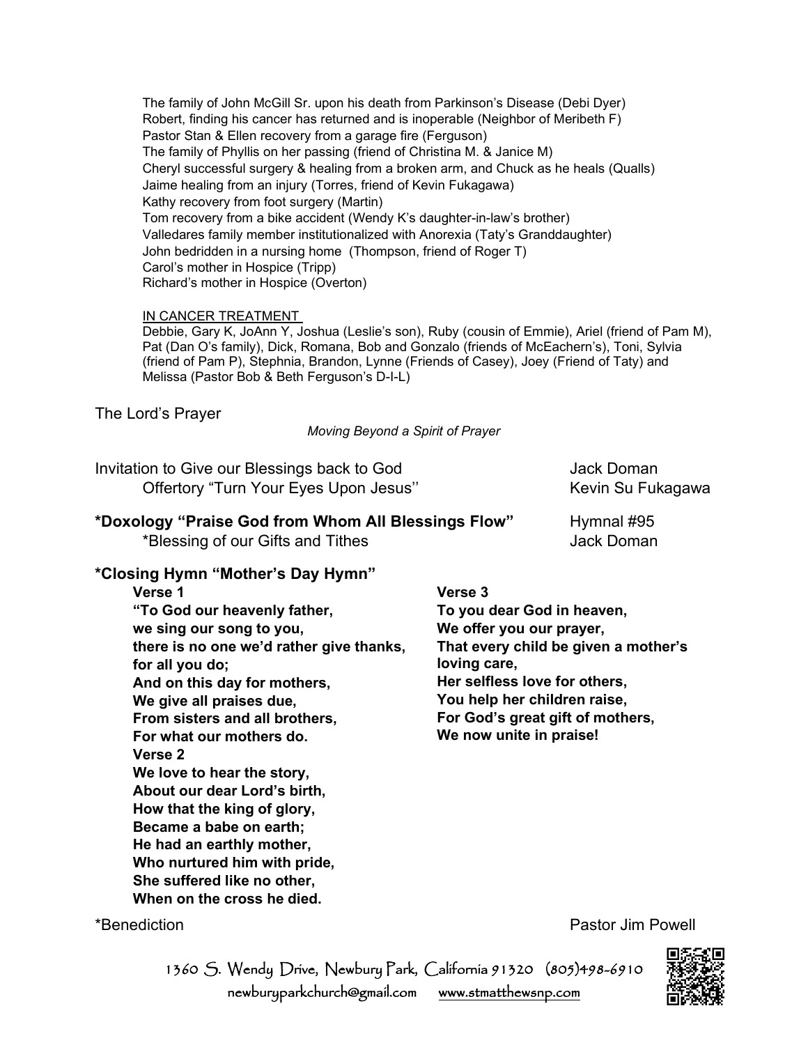The family of John McGill Sr. upon his death from Parkinson's Disease (Debi Dyer)
Robert, finding his cancer has returned and is inoperable (Neighbor of Meribeth F)
Pastor Stan & Ellen recovery from a garage fire (Ferguson)
The family of Phyllis on her passing (friend of Christina M. & Janice M)
Cheryl successful surgery & healing from a broken arm, and Chuck as he heals (Qualls)
Jaime healing from an injury (Torres, friend of Kevin Fukagawa)
Kathy recovery from foot surgery (Martin)
Tom recovery from a bike accident (Wendy K's daughter-in-law's brother)
Valledares family member institutionalized with Anorexia (Taty's Granddaughter)
John bedridden in a nursing home (Thompson, friend of Roger T)
Carol's mother in Hospice (Tripp)
Richard's mother in Hospice (Overton)

<u>IN CANCER TREATMENT</u>
Debbie, Gary K, JoAnn Y, Joshua (Leslie's son), Ruby (cousin of Emmie), Ariel (friend of Pam M), Pat (Dan O's family), Dick, Romana, Bob and Gonzalo (friends of McEachern's), Toni, Sylvia (friend of Pam P), Stephnia, Brandon, Lynne (Friends of Casey), Joey (Friend of Taty) and Melissa (Pastor Bob & Beth Ferguson's D-I-L)

The Lord's Prayer

*Moving Beyond a Spirit of Prayer*

Invitation to Give our Blessings back to God — Jack Doman
Offertory "Turn Your Eyes Upon Jesus" — Kevin Su Fukagawa

**\*Doxology "Praise God from Whom All Blessings Flow"** — Hymnal #95
\*Blessing of our Gifts and Tithes — Jack Doman

**\*Closing Hymn "Mother's Day Hymn"**

**Verse 1**
**"To God our heavenly father,**
**we sing our song to you,**
**there is no one we'd rather give thanks,**
**for all you do;**
**And on this day for mothers,**
**We give all praises due,**
**From sisters and all brothers,**
**For what our mothers do.**

**Verse 2**
**We love to hear the story,**
**About our dear Lord's birth,**
**How that the king of glory,**
**Became a babe on earth;**
**He had an earthly mother,**
**Who nurtured him with pride,**
**She suffered like no other,**
**When on the cross he died.**

**Verse 3**
**To you dear God in heaven,**
**We offer you our prayer,**
**That every child be given a mother's loving care,**
**Her selfless love for others,**
**You help her children raise,**
**For God's great gift of mothers,**
**We now unite in praise!**

\*Benediction — Pastor Jim Powell

1360 S. Wendy Drive, Newbury Park, California 91320 (805)498-6910
newburyparkchurch@gmail.com www.stmatthewsnp.com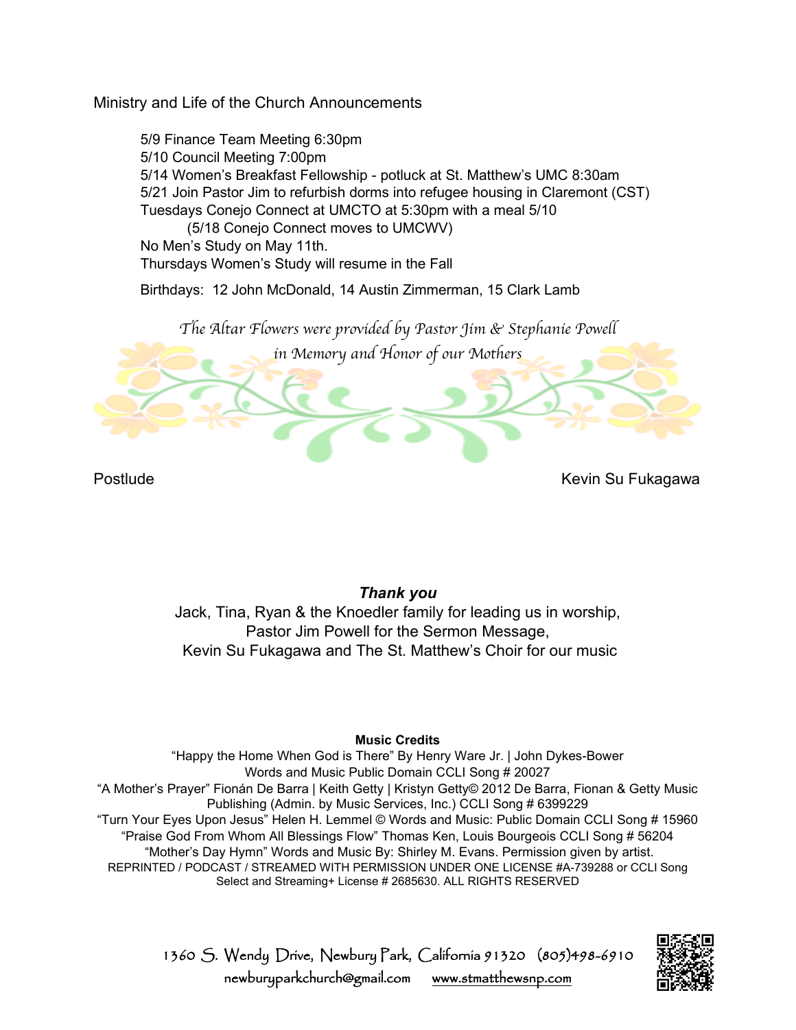Ministry and Life of the Church Announcements

5/9 Finance Team Meeting 6:30pm
5/10 Council Meeting 7:00pm
5/14 Women's Breakfast Fellowship - potluck at St. Matthew's UMC 8:30am
5/21 Join Pastor Jim to refurbish dorms into refugee housing in Claremont (CST)
Tuesdays Conejo Connect at UMCTO at 5:30pm with a meal 5/10
(5/18 Conejo Connect moves to UMCWV)
No Men's Study on May 11th.
Thursdays Women's Study will resume in the Fall

Birthdays: 12 John McDonald, 14 Austin Zimmerman, 15 Clark Lamb

*The Altar Flowers were provided by Pastor Jim & Stephanie Powell in Memory and Honor of our Mothers*

Postlude — Kevin Su Fukagawa

***Thank you***

Jack, Tina, Ryan & the Knoedler family for leading us in worship,
Pastor Jim Powell for the Sermon Message,
Kevin Su Fukagawa and The St. Matthew's Choir for our music

**Music Credits**

"Happy the Home When God is There" By Henry Ware Jr. | John Dykes-Bower
Words and Music Public Domain CCLI Song # 20027
"A Mother's Prayer" Fionán De Barra | Keith Getty | Kristyn Getty© 2012 De Barra, Fionan & Getty Music Publishing (Admin. by Music Services, Inc.) CCLI Song # 6399229
"Turn Your Eyes Upon Jesus" Helen H. Lemmel © Words and Music: Public Domain CCLI Song # 15960
"Praise God From Whom All Blessings Flow" Thomas Ken, Louis Bourgeois CCLI Song # 56204
"Mother's Day Hymn" Words and Music By: Shirley M. Evans. Permission given by artist.
REPRINTED / PODCAST / STREAMED WITH PERMISSION UNDER ONE LICENSE #A-739288 or CCLI Song Select and Streaming+ License # 2685630. ALL RIGHTS RESERVED

1360 S. Wendy Drive, Newbury Park, California 91320 (805)498-6910
newburyparkchurch@gmail.com www.stmatthewsnp.com